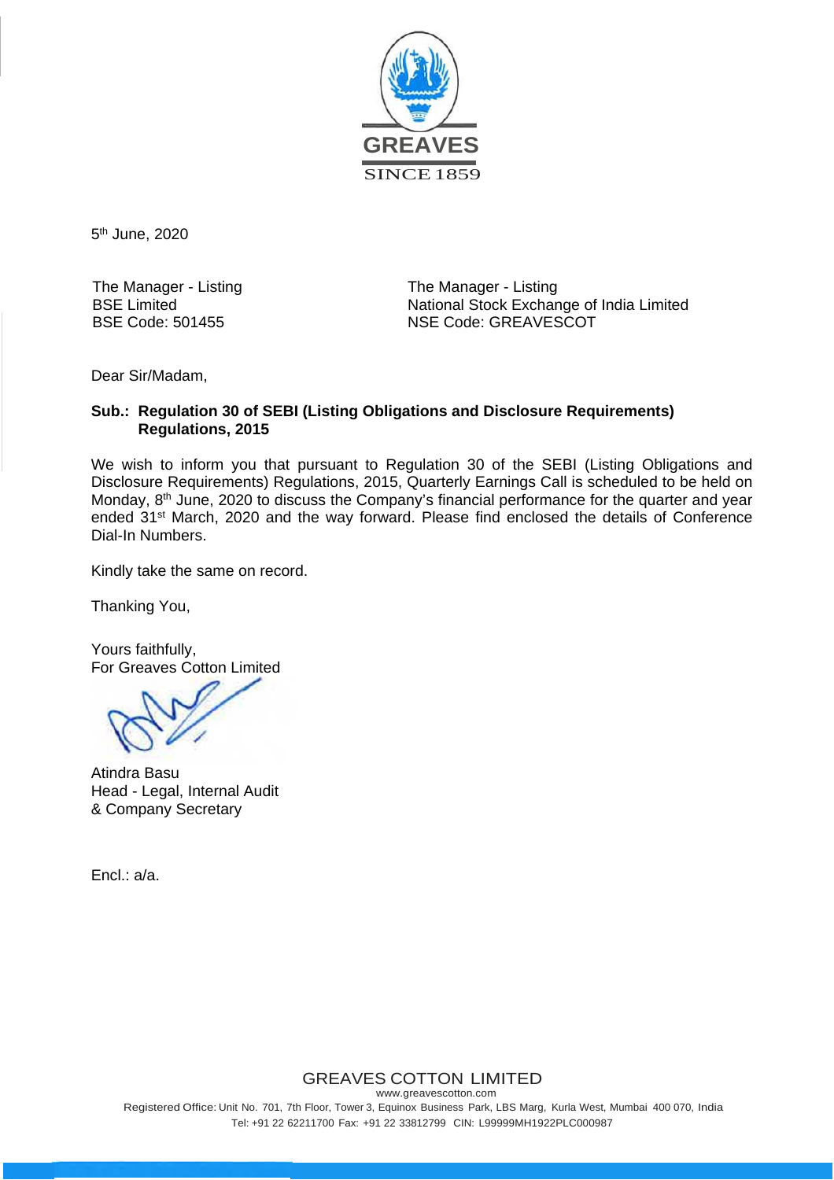GREAVES

SINCE 1859

5th June, 2020

The Manager - Listing
BSE Limited
BSE Code: 501455

The Manager - Listing
National Stock Exchange of India Limited
NSE Code: GREAVESCOT

Dear Sir/Madam,

**Sub.: Regulation 30 of SEBI (Listing Obligations and Disclosure Requirements) Regulations, 2015**

We wish to inform you that pursuant to Regulation 30 of the SEBI (Listing Obligations and Disclosure Requirements) Regulations, 2015, Quarterly Earnings Call is scheduled to be held on Monday, 8th June, 2020 to discuss the Company's financial performance for the quarter and year ended 31st March, 2020 and the way forward. Please find enclosed the details of Conference Dial-In Numbers.

Kindly take the same on record.

Thanking You,

Yours faithfully,
For Greaves Cotton Limited

Atindra Basu
Head - Legal, Internal Audit
& Company Secretary

Encl.: a/a.

GREAVES COTTON LIMITED
www.greavescotton.com
Registered Office: Unit No. 701, 7th Floor, Tower 3, Equinox Business Park, LBS Marg, Kurla West, Mumbai 400 070, India
Tel: +91 22 62211700 Fax: +91 22 33812799 CIN: L99999MH1922PLC000987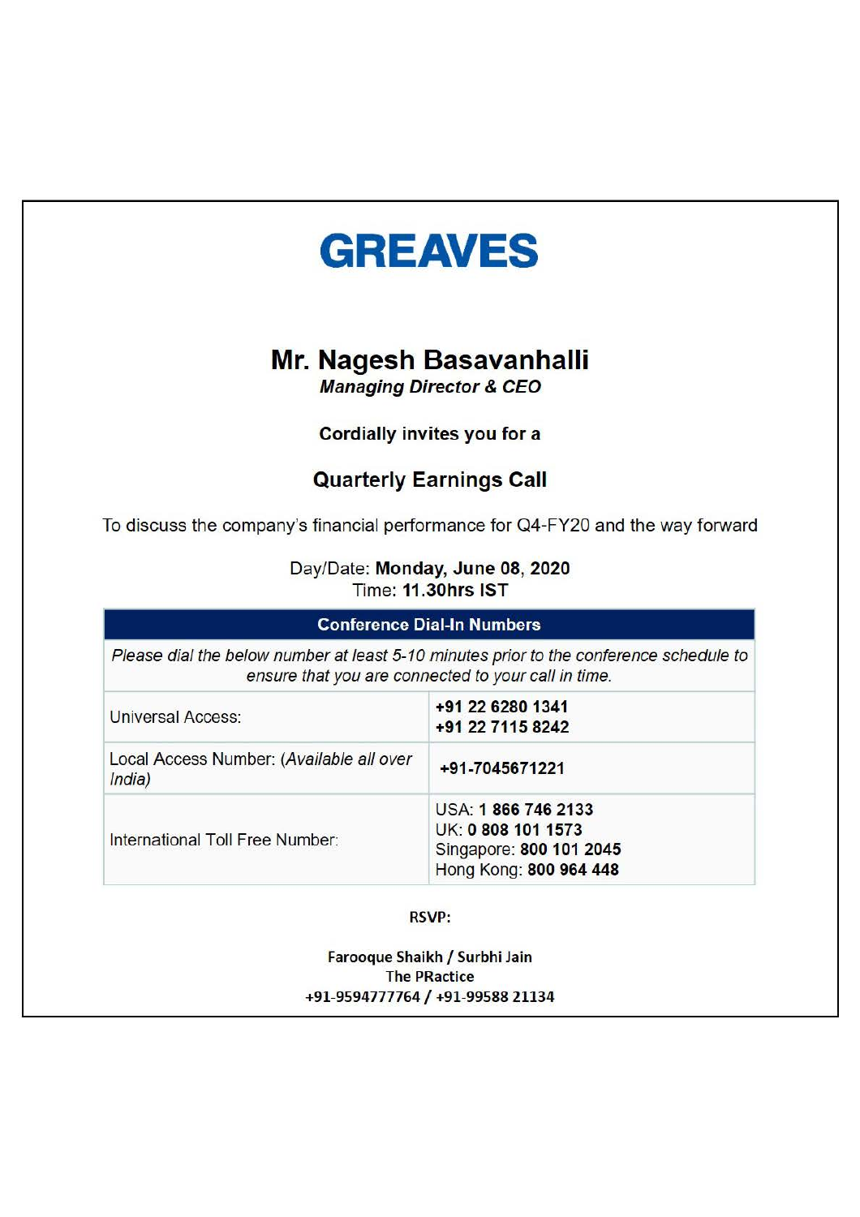# GREAVES

## Mr. Nagesh Basavanhalli

***Managing Director & CEO***

**Cordially invites you for a**

### Quarterly Earnings Call

To discuss the company's financial performance for Q4-FY20 and the way forward

Day/Date: **Monday, June 08, 2020**
Time: **11.30hrs IST**

| Conference Dial-In Numbers | |
|---|---|
| *Please dial the below number at least 5-10 minutes prior to the conference schedule to ensure that you are connected to your call in time.* | |
| Universal Access: | **+91 22 6280 1341**<br>**+91 22 7115 8242** |
| Local Access Number: (*Available all over India*) | **+91-7045671221** |
| International Toll Free Number: | USA: **1 866 746 2133**<br>UK: **0 808 101 1573**<br>Singapore: **800 101 2045**<br>Hong Kong: **800 964 448** |

**RSVP:**

**Farooque Shaikh / Surbhi Jain**
**The PRactice**
**+91-9594777764 / +91-99588 21134**